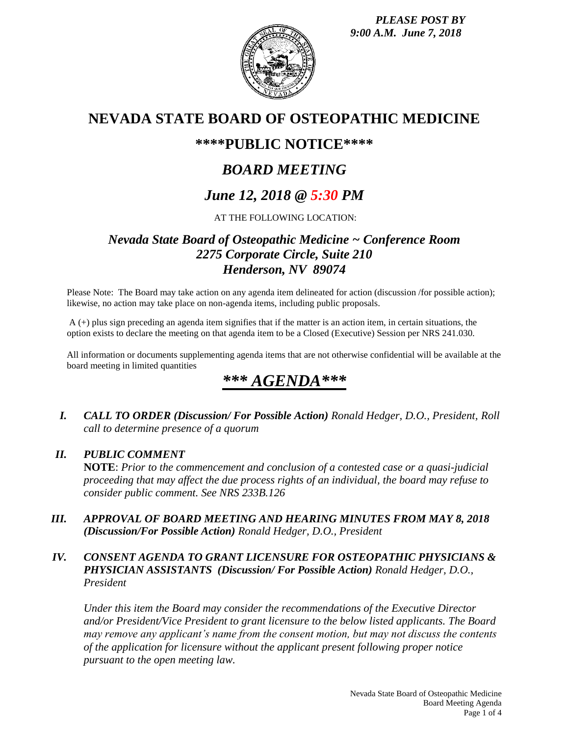*PLEASE POST BY*
*9:00 A.M. June 7, 2018*

# NEVADA STATE BOARD OF OSTEOPATHIC MEDICINE

## \*\*\*\*PUBLIC NOTICE\*\*\*\*

## *BOARD MEETING*

## *June 12, 2018 @ 5:30 PM*

AT THE FOLLOWING LOCATION:

### *Nevada State Board of Osteopathic Medicine ~ Conference Room*
### *2275 Corporate Circle, Suite 210*
### *Henderson, NV 89074*

Please Note: The Board may take action on any agenda item delineated for action (discussion /for possible action); likewise, no action may take place on non-agenda items, including public proposals.

A (+) plus sign preceding an agenda item signifies that if the matter is an action item, in certain situations, the option exists to declare the meeting on that agenda item to be a Closed (Executive) Session per NRS 241.030.

All information or documents supplementing agenda items that are not otherwise confidential will be available at the board meeting in limited quantities

## *\*\*\* AGENDA\*\*\**

**I.** ***CALL TO ORDER (Discussion/ For Possible Action)*** *Ronald Hedger, D.O., President, Roll call to determine presence of a quorum*

**II.** ***PUBLIC COMMENT***

**NOTE**: *Prior to the commencement and conclusion of a contested case or a quasi-judicial proceeding that may affect the due process rights of an individual, the board may refuse to consider public comment. See NRS 233B.126*

**III.** ***APPROVAL OF BOARD MEETING AND HEARING MINUTES FROM MAY 8, 2018 (Discussion/For Possible Action)*** *Ronald Hedger, D.O., President*

**IV.** ***CONSENT AGENDA TO GRANT LICENSURE FOR OSTEOPATHIC PHYSICIANS & PHYSICIAN ASSISTANTS (Discussion/ For Possible Action)*** *Ronald Hedger, D.O., President*

*Under this item the Board may consider the recommendations of the Executive Director and/or President/Vice President to grant licensure to the below listed applicants. The Board may remove any applicant's name from the consent motion, but may not discuss the contents of the application for licensure without the applicant present following proper notice pursuant to the open meeting law.*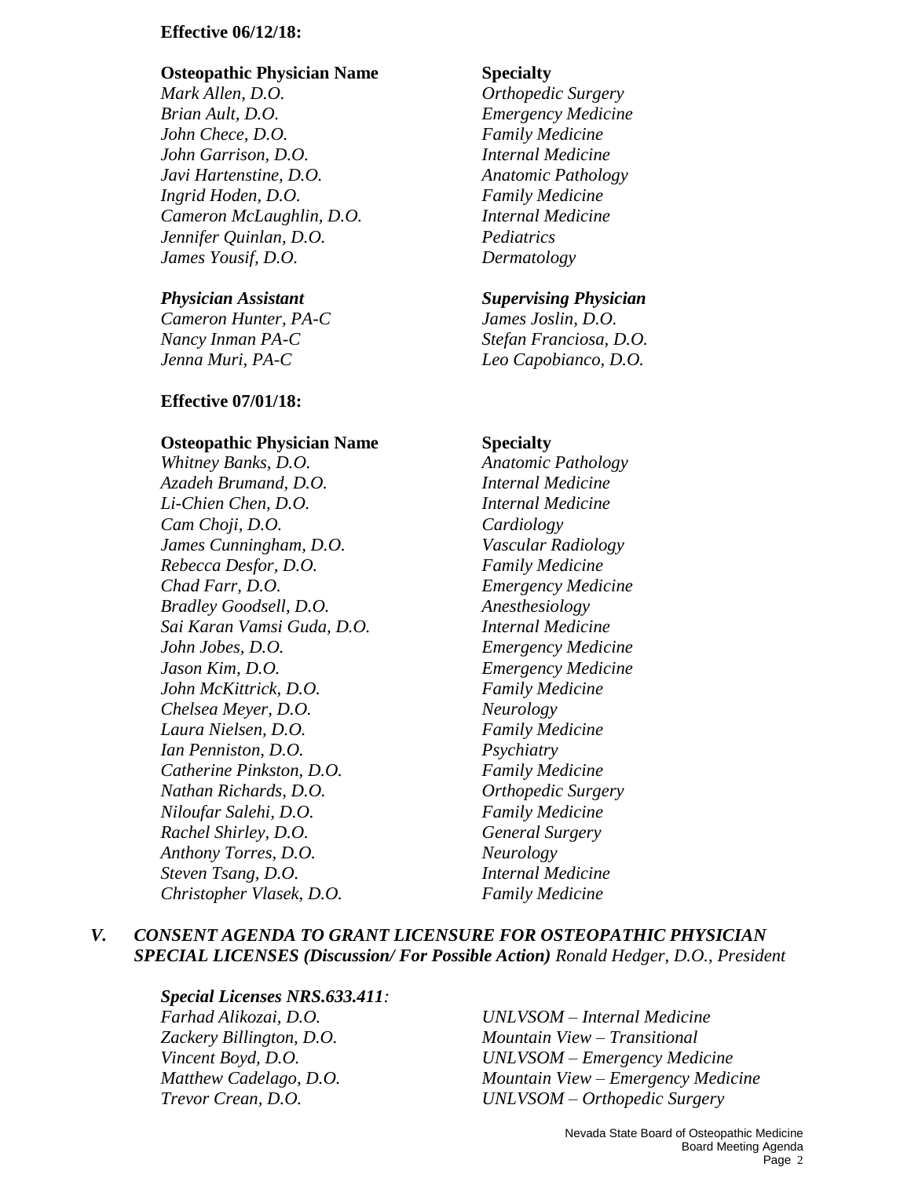**Effective 06/12/18:**

| **Osteopathic Physician Name** | **Specialty** |
|---|---|
| *Mark Allen, D.O.* | *Orthopedic Surgery* |
| *Brian Ault, D.O.* | *Emergency Medicine* |
| *John Chece, D.O.* | *Family Medicine* |
| *John Garrison, D.O.* | *Internal Medicine* |
| *Javi Hartenstine, D.O.* | *Anatomic Pathology* |
| *Ingrid Hoden, D.O.* | *Family Medicine* |
| *Cameron McLaughlin, D.O.* | *Internal Medicine* |
| *Jennifer Quinlan, D.O.* | *Pediatrics* |
| *James Yousif, D.O.* | *Dermatology* |

| ***Physician Assistant*** | ***Supervising Physician*** |
|---|---|
| *Cameron Hunter, PA-C* | *James Joslin, D.O.* |
| *Nancy Inman PA-C* | *Stefan Franciosa, D.O.* |
| *Jenna Muri, PA-C* | *Leo Capobianco, D.O.* |

**Effective 07/01/18:**

| **Osteopathic Physician Name** | **Specialty** |
|---|---|
| *Whitney Banks, D.O.* | *Anatomic Pathology* |
| *Azadeh Brumand, D.O.* | *Internal Medicine* |
| *Li-Chien Chen, D.O.* | *Internal Medicine* |
| *Cam Choji, D.O.* | *Cardiology* |
| *James Cunningham, D.O.* | *Vascular Radiology* |
| *Rebecca Desfor, D.O.* | *Family Medicine* |
| *Chad Farr, D.O.* | *Emergency Medicine* |
| *Bradley Goodsell, D.O.* | *Anesthesiology* |
| *Sai Karan Vamsi Guda, D.O.* | *Internal Medicine* |
| *John Jobes, D.O.* | *Emergency Medicine* |
| *Jason Kim, D.O.* | *Emergency Medicine* |
| *John McKittrick, D.O.* | *Family Medicine* |
| *Chelsea Meyer, D.O.* | *Neurology* |
| *Laura Nielsen, D.O.* | *Family Medicine* |
| *Ian Penniston, D.O.* | *Psychiatry* |
| *Catherine Pinkston, D.O.* | *Family Medicine* |
| *Nathan Richards, D.O.* | *Orthopedic Surgery* |
| *Niloufar Salehi, D.O.* | *Family Medicine* |
| *Rachel Shirley, D.O.* | *General Surgery* |
| *Anthony Torres, D.O.* | *Neurology* |
| *Steven Tsang, D.O.* | *Internal Medicine* |
| *Christopher Vlasek, D.O.* | *Family Medicine* |

## *V. CONSENT AGENDA TO GRANT LICENSURE FOR OSTEOPATHIC PHYSICIAN SPECIAL LICENSES (Discussion/ For Possible Action)* *Ronald Hedger, D.O., President*

***Special Licenses NRS.633.411:***

| | |
|---|---|
| *Farhad Alikozai, D.O.* | *UNLVSOM – Internal Medicine* |
| *Zackery Billington, D.O.* | *Mountain View – Transitional* |
| *Vincent Boyd, D.O.* | *UNLVSOM – Emergency Medicine* |
| *Matthew Cadelago, D.O.* | *Mountain View – Emergency Medicine* |
| *Trevor Crean, D.O.* | *UNLVSOM – Orthopedic Surgery* |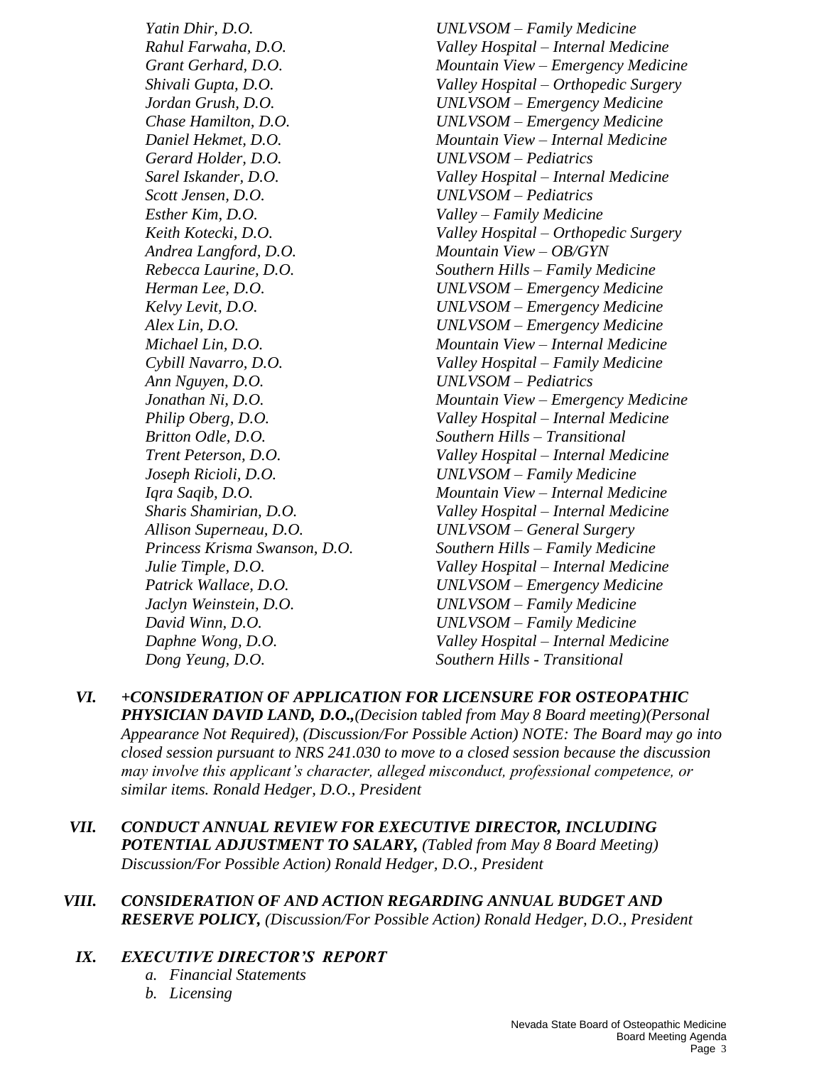| | |
|---|---|
| *Yatin Dhir, D.O.* | *UNLVSOM – Family Medicine* |
| *Rahul Farwaha, D.O.* | *Valley Hospital – Internal Medicine* |
| *Grant Gerhard, D.O.* | *Mountain View – Emergency Medicine* |
| *Shivali Gupta, D.O.* | *Valley Hospital – Orthopedic Surgery* |
| *Jordan Grush, D.O.* | *UNLVSOM – Emergency Medicine* |
| *Chase Hamilton, D.O.* | *UNLVSOM – Emergency Medicine* |
| *Daniel Hekmet, D.O.* | *Mountain View – Internal Medicine* |
| *Gerard Holder, D.O.* | *UNLVSOM – Pediatrics* |
| *Sarel Iskander, D.O.* | *Valley Hospital – Internal Medicine* |
| *Scott Jensen, D.O.* | *UNLVSOM – Pediatrics* |
| *Esther Kim, D.O.* | *Valley – Family Medicine* |
| *Keith Kotecki, D.O.* | *Valley Hospital – Orthopedic Surgery* |
| *Andrea Langford, D.O.* | *Mountain View – OB/GYN* |
| *Rebecca Laurine, D.O.* | *Southern Hills – Family Medicine* |
| *Herman Lee, D.O.* | *UNLVSOM – Emergency Medicine* |
| *Kelvy Levit, D.O.* | *UNLVSOM – Emergency Medicine* |
| *Alex Lin, D.O.* | *UNLVSOM – Emergency Medicine* |
| *Michael Lin, D.O.* | *Mountain View – Internal Medicine* |
| *Cybill Navarro, D.O.* | *Valley Hospital – Family Medicine* |
| *Ann Nguyen, D.O.* | *UNLVSOM – Pediatrics* |
| *Jonathan Ni, D.O.* | *Mountain View – Emergency Medicine* |
| *Philip Oberg, D.O.* | *Valley Hospital – Internal Medicine* |
| *Britton Odle, D.O.* | *Southern Hills – Transitional* |
| *Trent Peterson, D.O.* | *Valley Hospital – Internal Medicine* |
| *Joseph Ricioli, D.O.* | *UNLVSOM – Family Medicine* |
| *Iqra Saqib, D.O.* | *Mountain View – Internal Medicine* |
| *Sharis Shamirian, D.O.* | *Valley Hospital – Internal Medicine* |
| *Allison Superneau, D.O.* | *UNLVSOM – General Surgery* |
| *Princess Krisma Swanson, D.O.* | *Southern Hills – Family Medicine* |
| *Julie Timple, D.O.* | *Valley Hospital – Internal Medicine* |
| *Patrick Wallace, D.O.* | *UNLVSOM – Emergency Medicine* |
| *Jaclyn Weinstein, D.O.* | *UNLVSOM – Family Medicine* |
| *David Winn, D.O.* | *UNLVSOM – Family Medicine* |
| *Daphne Wong, D.O.* | *Valley Hospital – Internal Medicine* |
| *Dong Yeung, D.O.* | *Southern Hills - Transitional* |

VI. ***+CONSIDERATION OF APPLICATION FOR LICENSURE FOR OSTEOPATHIC PHYSICIAN DAVID LAND, D.O.,****(Decision tabled from May 8 Board meeting)(Personal Appearance Not Required), (Discussion/For Possible Action) NOTE: The Board may go into closed session pursuant to NRS 241.030 to move to a closed session because the discussion may involve this applicant's character, alleged misconduct, professional competence, or similar items. Ronald Hedger, D.O., President*

VII. ***CONDUCT ANNUAL REVIEW FOR EXECUTIVE DIRECTOR, INCLUDING POTENTIAL ADJUSTMENT TO SALARY,*** *(Tabled from May 8 Board Meeting) Discussion/For Possible Action) Ronald Hedger, D.O., President*

VIII. ***CONSIDERATION OF AND ACTION REGARDING ANNUAL BUDGET AND RESERVE POLICY,*** *(Discussion/For Possible Action) Ronald Hedger, D.O., President*

IX. ***EXECUTIVE DIRECTOR'S REPORT***
   - *a. Financial Statements*
   - *b. Licensing*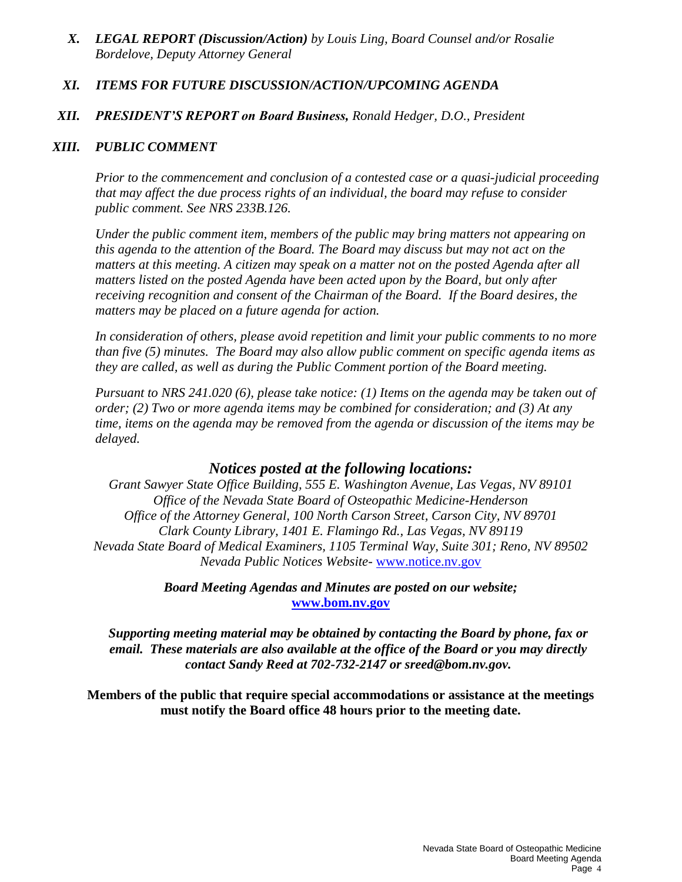***X. LEGAL REPORT (Discussion/Action)*** *by Louis Ling, Board Counsel and/or Rosalie Bordelove, Deputy Attorney General*

***XI. ITEMS FOR FUTURE DISCUSSION/ACTION/UPCOMING AGENDA***

***XII. PRESIDENT'S REPORT on Board Business,*** *Ronald Hedger, D.O., President*

***XIII. PUBLIC COMMENT***

*Prior to the commencement and conclusion of a contested case or a quasi-judicial proceeding that may affect the due process rights of an individual, the board may refuse to consider public comment. See NRS 233B.126.*

*Under the public comment item, members of the public may bring matters not appearing on this agenda to the attention of the Board. The Board may discuss but may not act on the matters at this meeting. A citizen may speak on a matter not on the posted Agenda after all matters listed on the posted Agenda have been acted upon by the Board, but only after receiving recognition and consent of the Chairman of the Board. If the Board desires, the matters may be placed on a future agenda for action.*

*In consideration of others, please avoid repetition and limit your public comments to no more than five (5) minutes. The Board may also allow public comment on specific agenda items as they are called, as well as during the Public Comment portion of the Board meeting.*

*Pursuant to NRS 241.020 (6), please take notice: (1) Items on the agenda may be taken out of order; (2) Two or more agenda items may be combined for consideration; and (3) At any time, items on the agenda may be removed from the agenda or discussion of the items may be delayed.*

## *Notices posted at the following locations:*

*Grant Sawyer State Office Building, 555 E. Washington Avenue, Las Vegas, NV 89101*
*Office of the Nevada State Board of Osteopathic Medicine-Henderson*
*Office of the Attorney General, 100 North Carson Street, Carson City, NV 89701*
*Clark County Library, 1401 E. Flamingo Rd., Las Vegas, NV 89119*
*Nevada State Board of Medical Examiners, 1105 Terminal Way, Suite 301; Reno, NV 89502*
*Nevada Public Notices Website-* www.notice.nv.gov

***Board Meeting Agendas and Minutes are posted on our website;***
**www.bom.nv.gov**

***Supporting meeting material may be obtained by contacting the Board by phone, fax or email. These materials are also available at the office of the Board or you may directly contact Sandy Reed at 702-732-2147 or sreed@bom.nv.gov.***

**Members of the public that require special accommodations or assistance at the meetings must notify the Board office 48 hours prior to the meeting date.**